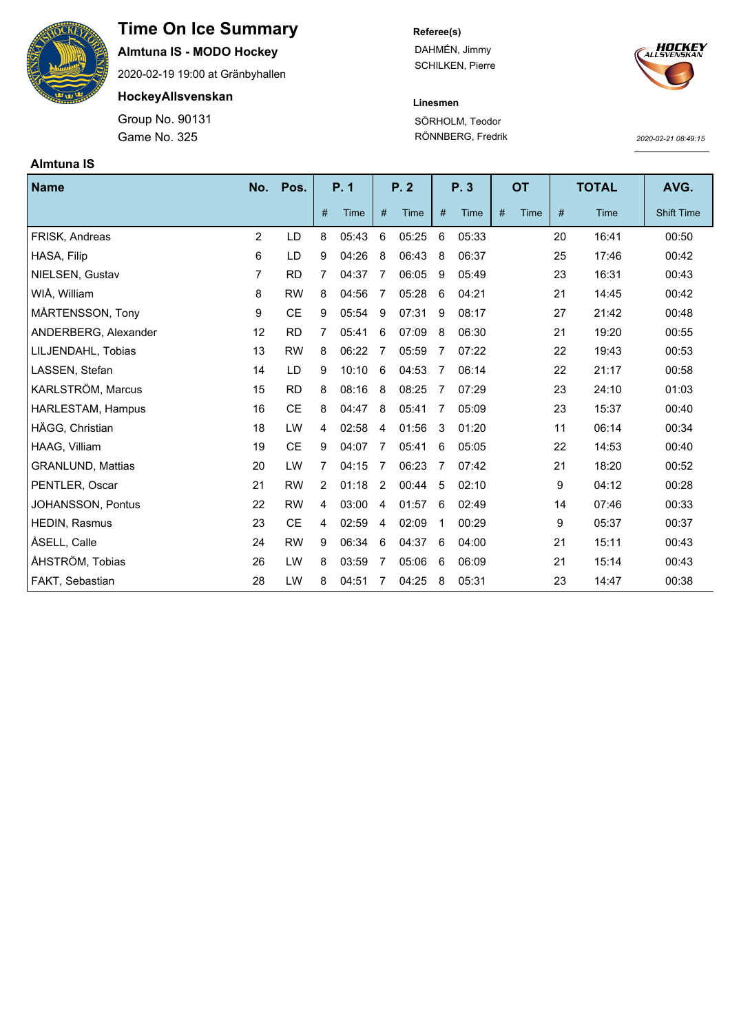# Time On Ice Summary

**Almtuna IS - MODO Hockey**

2020-02-19 19:00 at Gränbyhallen

**HockeyAllsvenskan**

Group No. 90131

Game No. 325

**Referee(s)**

DAHMÉN, Jimmy

SCHILKEN, Pierre

**Linesmen**

SÖRHOLM, Teodor

RÖNNBERG, Fredrik

*2020-02-21 08:49:15*

## Almtuna IS

| Name | No. | Pos. | P. 1 | | P. 2 | | P. 3 | | OT | | TOTAL | | AVG. |
|---|---|---|---|---|---|---|---|---|---|---|---|---|---|
| | | | # | Time | # | Time | # | Time | # | Time | # | Time | Shift Time |
| FRISK, Andreas | 2 | LD | 8 | 05:43 | 6 | 05:25 | 6 | 05:33 | | | 20 | 16:41 | 00:50 |
| HASA, Filip | 6 | LD | 9 | 04:26 | 8 | 06:43 | 8 | 06:37 | | | 25 | 17:46 | 00:42 |
| NIELSEN, Gustav | 7 | RD | 7 | 04:37 | 7 | 06:05 | 9 | 05:49 | | | 23 | 16:31 | 00:43 |
| WIÅ, William | 8 | RW | 8 | 04:56 | 7 | 05:28 | 6 | 04:21 | | | 21 | 14:45 | 00:42 |
| MÅRTENSSON, Tony | 9 | CE | 9 | 05:54 | 9 | 07:31 | 9 | 08:17 | | | 27 | 21:42 | 00:48 |
| ANDERBERG, Alexander | 12 | RD | 7 | 05:41 | 6 | 07:09 | 8 | 06:30 | | | 21 | 19:20 | 00:55 |
| LILJENDAHL, Tobias | 13 | RW | 8 | 06:22 | 7 | 05:59 | 7 | 07:22 | | | 22 | 19:43 | 00:53 |
| LASSEN, Stefan | 14 | LD | 9 | 10:10 | 6 | 04:53 | 7 | 06:14 | | | 22 | 21:17 | 00:58 |
| KARLSTRÖM, Marcus | 15 | RD | 8 | 08:16 | 8 | 08:25 | 7 | 07:29 | | | 23 | 24:10 | 01:03 |
| HARLESTAM, Hampus | 16 | CE | 8 | 04:47 | 8 | 05:41 | 7 | 05:09 | | | 23 | 15:37 | 00:40 |
| HÄGG, Christian | 18 | LW | 4 | 02:58 | 4 | 01:56 | 3 | 01:20 | | | 11 | 06:14 | 00:34 |
| HAAG, Villiam | 19 | CE | 9 | 04:07 | 7 | 05:41 | 6 | 05:05 | | | 22 | 14:53 | 00:40 |
| GRANLUND, Mattias | 20 | LW | 7 | 04:15 | 7 | 06:23 | 7 | 07:42 | | | 21 | 18:20 | 00:52 |
| PENTLER, Oscar | 21 | RW | 2 | 01:18 | 2 | 00:44 | 5 | 02:10 | | | 9 | 04:12 | 00:28 |
| JOHANSSON, Pontus | 22 | RW | 4 | 03:00 | 4 | 01:57 | 6 | 02:49 | | | 14 | 07:46 | 00:33 |
| HEDIN, Rasmus | 23 | CE | 4 | 02:59 | 4 | 02:09 | 1 | 00:29 | | | 9 | 05:37 | 00:37 |
| ÅSELL, Calle | 24 | RW | 9 | 06:34 | 6 | 04:37 | 6 | 04:00 | | | 21 | 15:11 | 00:43 |
| ÅHSTRÖM, Tobias | 26 | LW | 8 | 03:59 | 7 | 05:06 | 6 | 06:09 | | | 21 | 15:14 | 00:43 |
| FAKT, Sebastian | 28 | LW | 8 | 04:51 | 7 | 04:25 | 8 | 05:31 | | | 23 | 14:47 | 00:38 |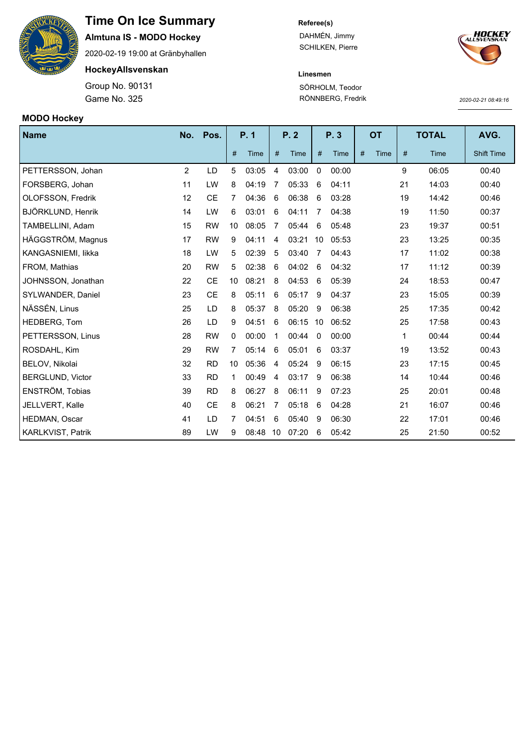# Time On Ice Summary

**Almtuna IS - MODO Hockey**

2020-02-19 19:00 at Gränbyhallen

**HockeyAllsvenskan**

Group No. 90131

Game No. 325

**Referee(s)**

DAHMÉN, Jimmy
SCHILKEN, Pierre

**Linesmen**

SÖRHOLM, Teodor
RÖNNBERG, Fredrik

*2020-02-21 08:49:16*

## MODO Hockey

| Name | No. | Pos. | P. 1 | | P. 2 | | P. 3 | | OT | | TOTAL | | AVG. |
|---|---|---|---|---|---|---|---|---|---|---|---|---|---|
| | | | # | Time | # | Time | # | Time | # | Time | # | Time | Shift Time |
| PETTERSSON, Johan | 2 | LD | 5 | 03:05 | 4 | 03:00 | 0 | 00:00 | | | 9 | 06:05 | 00:40 |
| FORSBERG, Johan | 11 | LW | 8 | 04:19 | 7 | 05:33 | 6 | 04:11 | | | 21 | 14:03 | 00:40 |
| OLOFSSON, Fredrik | 12 | CE | 7 | 04:36 | 6 | 06:38 | 6 | 03:28 | | | 19 | 14:42 | 00:46 |
| BJÖRKLUND, Henrik | 14 | LW | 6 | 03:01 | 6 | 04:11 | 7 | 04:38 | | | 19 | 11:50 | 00:37 |
| TAMBELLINI, Adam | 15 | RW | 10 | 08:05 | 7 | 05:44 | 6 | 05:48 | | | 23 | 19:37 | 00:51 |
| HÄGGSTRÖM, Magnus | 17 | RW | 9 | 04:11 | 4 | 03:21 | 10 | 05:53 | | | 23 | 13:25 | 00:35 |
| KANGASNIEMI, Iikka | 18 | LW | 5 | 02:39 | 5 | 03:40 | 7 | 04:43 | | | 17 | 11:02 | 00:38 |
| FROM, Mathias | 20 | RW | 5 | 02:38 | 6 | 04:02 | 6 | 04:32 | | | 17 | 11:12 | 00:39 |
| JOHNSSON, Jonathan | 22 | CE | 10 | 08:21 | 8 | 04:53 | 6 | 05:39 | | | 24 | 18:53 | 00:47 |
| SYLWANDER, Daniel | 23 | CE | 8 | 05:11 | 6 | 05:17 | 9 | 04:37 | | | 23 | 15:05 | 00:39 |
| NÄSSÉN, Linus | 25 | LD | 8 | 05:37 | 8 | 05:20 | 9 | 06:38 | | | 25 | 17:35 | 00:42 |
| HEDBERG, Tom | 26 | LD | 9 | 04:51 | 6 | 06:15 | 10 | 06:52 | | | 25 | 17:58 | 00:43 |
| PETTERSSON, Linus | 28 | RW | 0 | 00:00 | 1 | 00:44 | 0 | 00:00 | | | 1 | 00:44 | 00:44 |
| ROSDAHL, Kim | 29 | RW | 7 | 05:14 | 6 | 05:01 | 6 | 03:37 | | | 19 | 13:52 | 00:43 |
| BELOV, Nikolai | 32 | RD | 10 | 05:36 | 4 | 05:24 | 9 | 06:15 | | | 23 | 17:15 | 00:45 |
| BERGLUND, Victor | 33 | RD | 1 | 00:49 | 4 | 03:17 | 9 | 06:38 | | | 14 | 10:44 | 00:46 |
| ENSTRÖM, Tobias | 39 | RD | 8 | 06:27 | 8 | 06:11 | 9 | 07:23 | | | 25 | 20:01 | 00:48 |
| JELLVERT, Kalle | 40 | CE | 8 | 06:21 | 7 | 05:18 | 6 | 04:28 | | | 21 | 16:07 | 00:46 |
| HEDMAN, Oscar | 41 | LD | 7 | 04:51 | 6 | 05:40 | 9 | 06:30 | | | 22 | 17:01 | 00:46 |
| KARLKVIST, Patrik | 89 | LW | 9 | 08:48 | 10 | 07:20 | 6 | 05:42 | | | 25 | 21:50 | 00:52 |